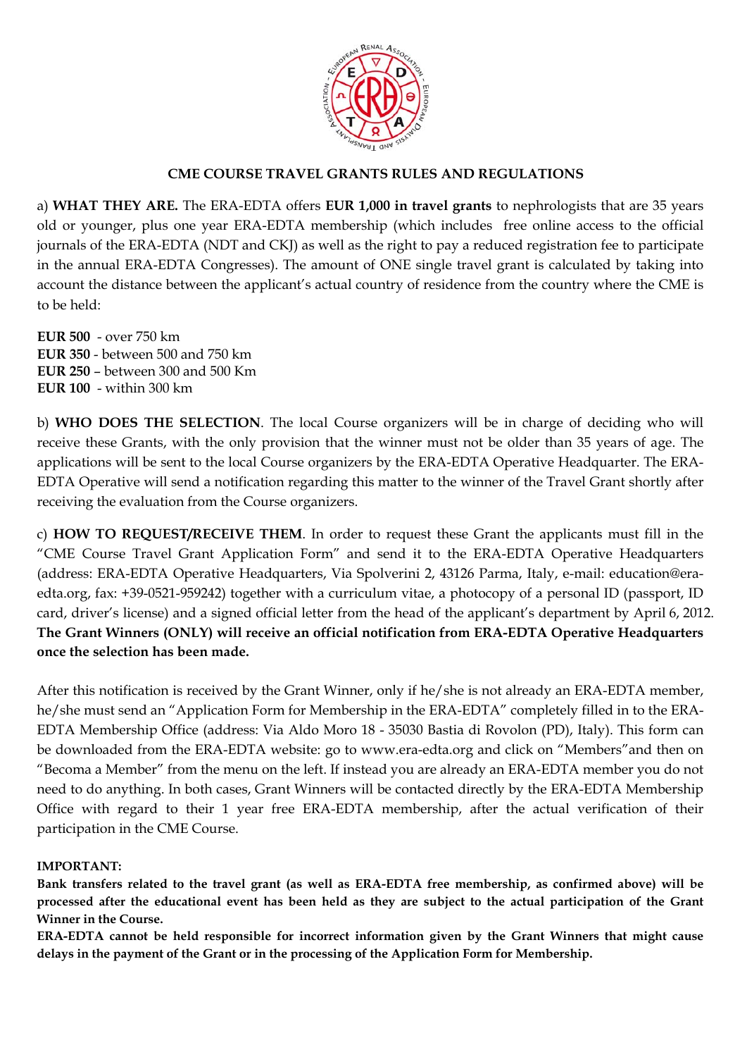## CME COURSE TRAVEL GRANTS RULES AND REGULATIONS

a) **WHAT THEY ARE.** The ERA-EDTA offers **EUR 1,000 in travel grants** to nephrologists that are 35 years old or younger, plus one year ERA-EDTA membership (which includes free online access to the official journals of the ERA-EDTA (NDT and CKJ) as well as the right to pay a reduced registration fee to participate in the annual ERA-EDTA Congresses). The amount of ONE single travel grant is calculated by taking into account the distance between the applicant's actual country of residence from the country where the CME is to be held:

**EUR 500** - over 750 km
**EUR 350** - between 500 and 750 km
**EUR 250** – between 300 and 500 Km
**EUR 100** - within 300 km

b) **WHO DOES THE SELECTION**. The local Course organizers will be in charge of deciding who will receive these Grants, with the only provision that the winner must not be older than 35 years of age. The applications will be sent to the local Course organizers by the ERA-EDTA Operative Headquarter. The ERA-EDTA Operative will send a notification regarding this matter to the winner of the Travel Grant shortly after receiving the evaluation from the Course organizers.

c) **HOW TO REQUEST/RECEIVE THEM**. In order to request these Grant the applicants must fill in the "CME Course Travel Grant Application Form" and send it to the ERA-EDTA Operative Headquarters (address: ERA-EDTA Operative Headquarters, Via Spolverini 2, 43126 Parma, Italy, e-mail: education@era-edta.org, fax: +39-0521-959242) together with a curriculum vitae, a photocopy of a personal ID (passport, ID card, driver's license) and a signed official letter from the head of the applicant's department by April 6, 2012. **The Grant Winners (ONLY) will receive an official notification from ERA-EDTA Operative Headquarters once the selection has been made.**

After this notification is received by the Grant Winner, only if he/she is not already an ERA-EDTA member, he/she must send an "Application Form for Membership in the ERA-EDTA" completely filled in to the ERA-EDTA Membership Office (address: Via Aldo Moro 18 - 35030 Bastia di Rovolon (PD), Italy). This form can be downloaded from the ERA-EDTA website: go to www.era-edta.org and click on "Members"and then on "Becoma a Member" from the menu on the left. If instead you are already an ERA-EDTA member you do not need to do anything. In both cases, Grant Winners will be contacted directly by the ERA-EDTA Membership Office with regard to their 1 year free ERA-EDTA membership, after the actual verification of their participation in the CME Course.

**IMPORTANT:**

**Bank transfers related to the travel grant (as well as ERA-EDTA free membership, as confirmed above) will be processed after the educational event has been held as they are subject to the actual participation of the Grant Winner in the Course.**

**ERA-EDTA cannot be held responsible for incorrect information given by the Grant Winners that might cause delays in the payment of the Grant or in the processing of the Application Form for Membership.**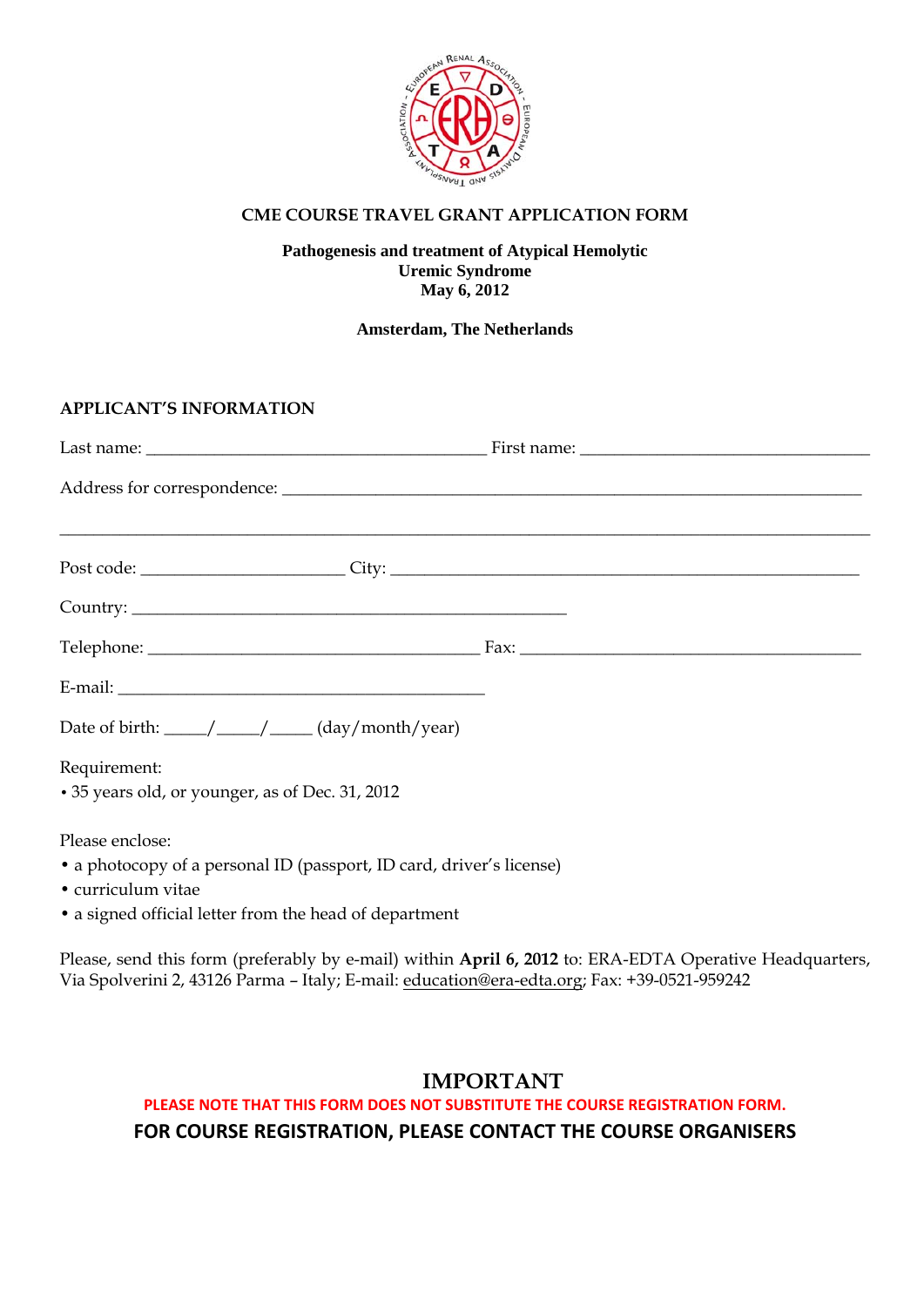## CME COURSE TRAVEL GRANT APPLICATION FORM

**Pathogenesis and treatment of Atypical Hemolytic Uremic Syndrome**
**May 6, 2012**

**Amsterdam, The Netherlands**

### APPLICANT'S INFORMATION

Last name: ________________________________________ First name: __________________________________

Address for correspondence: ___________________________________________________________________

______________________________________________________________________________________________

Post code: ________________________ City: _______________________________________________________

Country: ___________________________________________________

Telephone: _______________________________________ Fax: ________________________________________

E-mail: ___________________________________________

Date of birth: _____/_____/_____ (day/month/year)

Requirement:
- 35 years old, or younger, as of Dec. 31, 2012

Please enclose:
- a photocopy of a personal ID (passport, ID card, driver's license)
- curriculum vitae
- a signed official letter from the head of department

Please, send this form (preferably by e-mail) within **April 6, 2012** to: ERA-EDTA Operative Headquarters, Via Spolverini 2, 43126 Parma – Italy; E-mail: education@era-edta.org; Fax: +39-0521-959242

## IMPORTANT

**PLEASE NOTE THAT THIS FORM DOES NOT SUBSTITUTE THE COURSE REGISTRATION FORM.**

**FOR COURSE REGISTRATION, PLEASE CONTACT THE COURSE ORGANISERS**